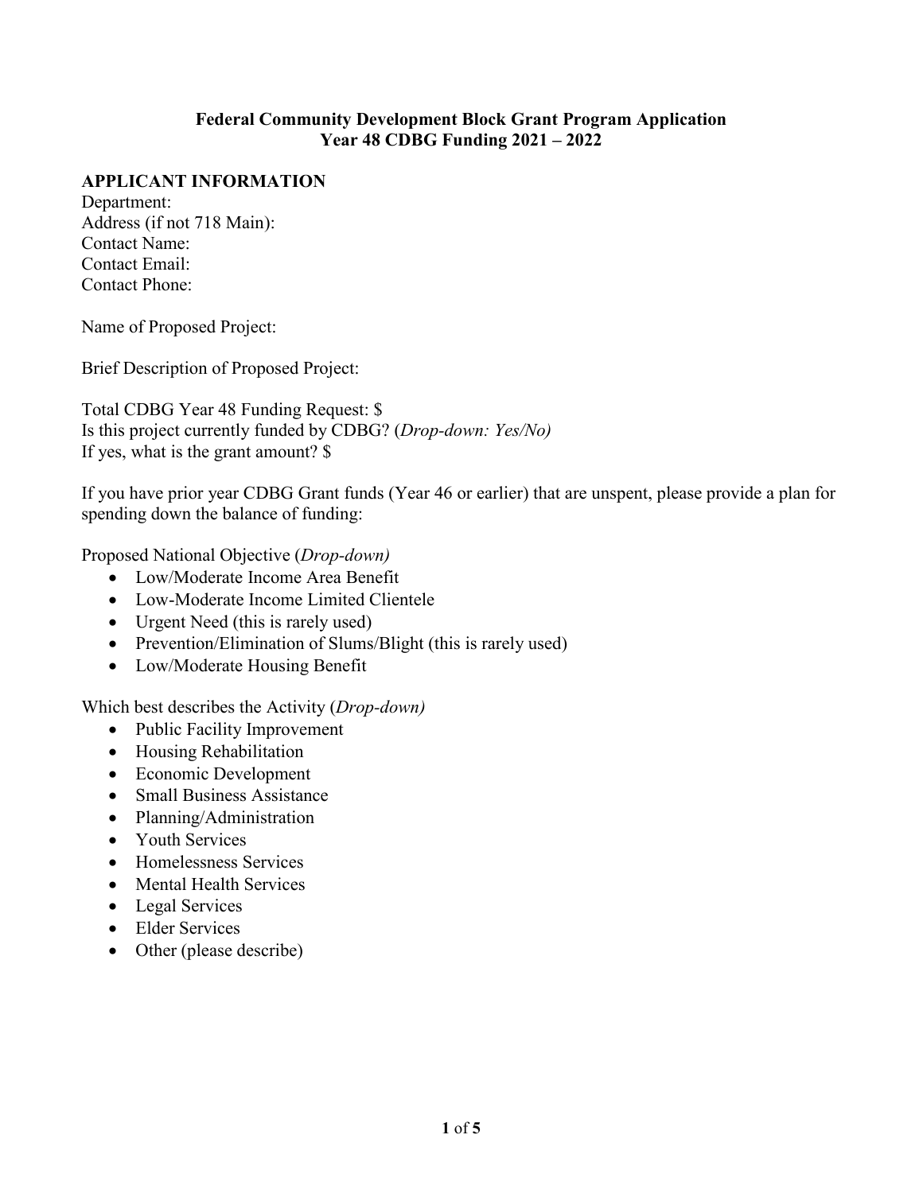# Federal Community Development Block Grant Program Application
# Year 48 CDBG Funding 2021 – 2022

## APPLICANT INFORMATION

Department:
Address (if not 718 Main):
Contact Name:
Contact Email:
Contact Phone:

Name of Proposed Project:

Brief Description of Proposed Project:

Total CDBG Year 48 Funding Request: $
Is this project currently funded by CDBG? (*Drop-down: Yes/No)*
If yes, what is the grant amount? $

If you have prior year CDBG Grant funds (Year 46 or earlier) that are unspent, please provide a plan for spending down the balance of funding:

Proposed National Objective (*Drop-down)*

- Low/Moderate Income Area Benefit
- Low-Moderate Income Limited Clientele
- Urgent Need (this is rarely used)
- Prevention/Elimination of Slums/Blight (this is rarely used)
- Low/Moderate Housing Benefit

Which best describes the Activity (*Drop-down)*

- Public Facility Improvement
- Housing Rehabilitation
- Economic Development
- Small Business Assistance
- Planning/Administration
- Youth Services
- Homelessness Services
- Mental Health Services
- Legal Services
- Elder Services
- Other (please describe)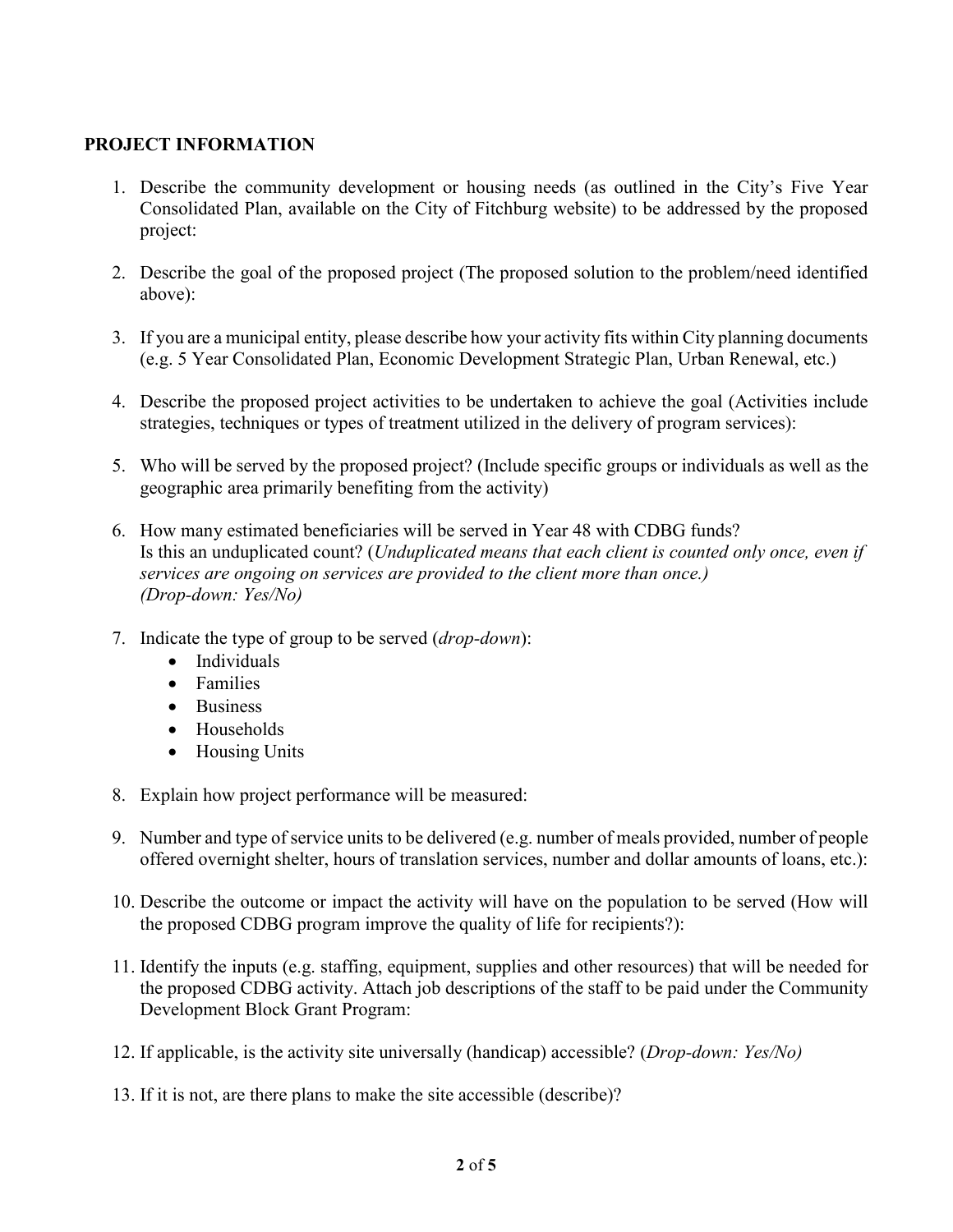**PROJECT INFORMATION**

1. Describe the community development or housing needs (as outlined in the City's Five Year Consolidated Plan, available on the City of Fitchburg website) to be addressed by the proposed project:

2. Describe the goal of the proposed project (The proposed solution to the problem/need identified above):

3. If you are a municipal entity, please describe how your activity fits within City planning documents (e.g. 5 Year Consolidated Plan, Economic Development Strategic Plan, Urban Renewal, etc.)

4. Describe the proposed project activities to be undertaken to achieve the goal (Activities include strategies, techniques or types of treatment utilized in the delivery of program services):

5. Who will be served by the proposed project? (Include specific groups or individuals as well as the geographic area primarily benefiting from the activity)

6. How many estimated beneficiaries will be served in Year 48 with CDBG funds?
   Is this an unduplicated count? (*Unduplicated means that each client is counted only once, even if services are ongoing on services are provided to the client more than once.)*
   *(Drop-down: Yes/No)*

7. Indicate the type of group to be served (*drop-down*):
   - Individuals
   - Families
   - Business
   - Households
   - Housing Units

8. Explain how project performance will be measured:

9. Number and type of service units to be delivered (e.g. number of meals provided, number of people offered overnight shelter, hours of translation services, number and dollar amounts of loans, etc.):

10. Describe the outcome or impact the activity will have on the population to be served (How will the proposed CDBG program improve the quality of life for recipients?):

11. Identify the inputs (e.g. staffing, equipment, supplies and other resources) that will be needed for the proposed CDBG activity. Attach job descriptions of the staff to be paid under the Community Development Block Grant Program:

12. If applicable, is the activity site universally (handicap) accessible? (*Drop-down: Yes/No)*

13. If it is not, are there plans to make the site accessible (describe)?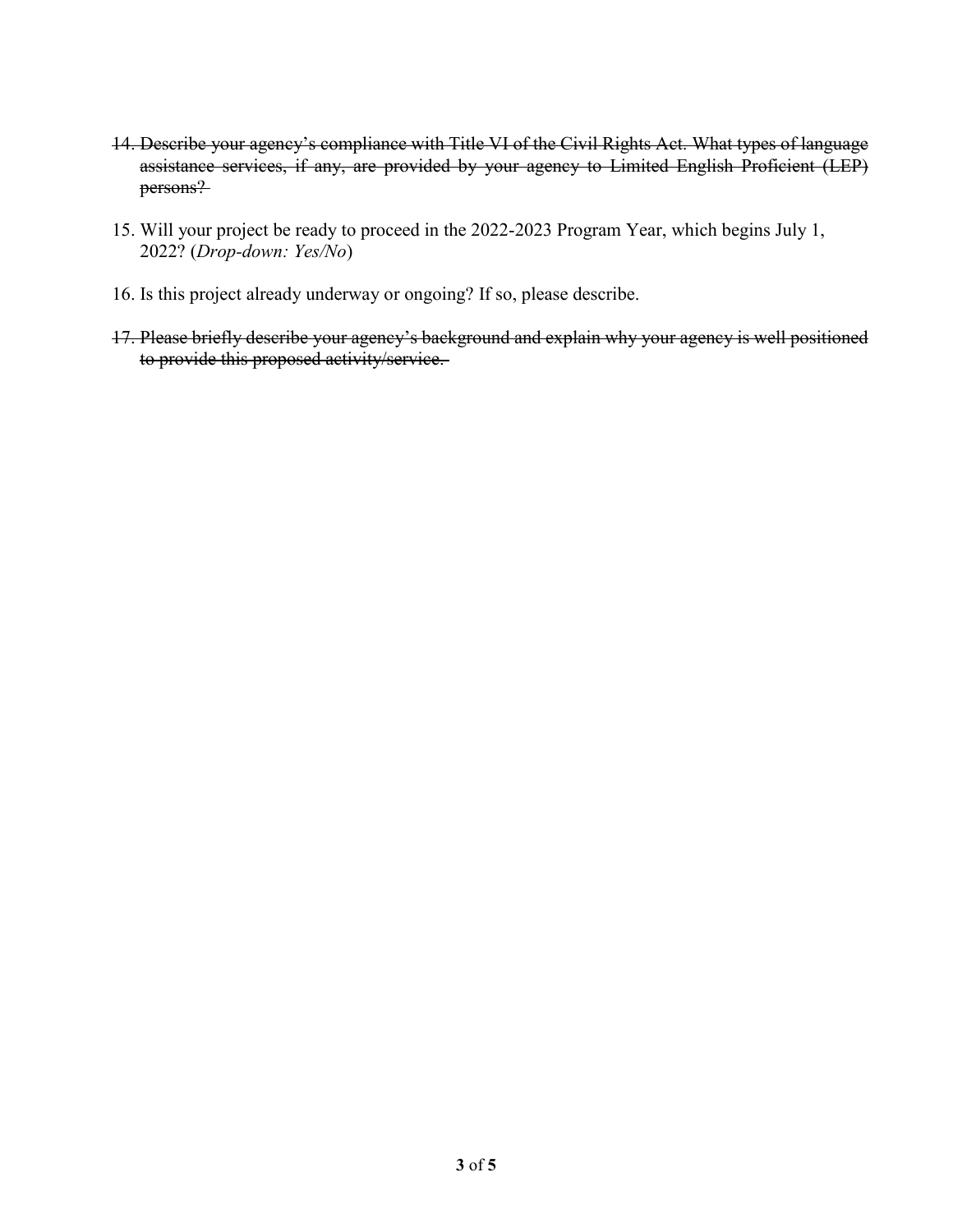14. ~~Describe your agency's compliance with Title VI of the Civil Rights Act. What types of language assistance services, if any, are provided by your agency to Limited English Proficient (LEP) persons?~~

15. Will your project be ready to proceed in the 2022-2023 Program Year, which begins July 1, 2022? (*Drop-down: Yes/No*)

16. Is this project already underway or ongoing? If so, please describe.

17. ~~Please briefly describe your agency's background and explain why your agency is well positioned to provide this proposed activity/service.~~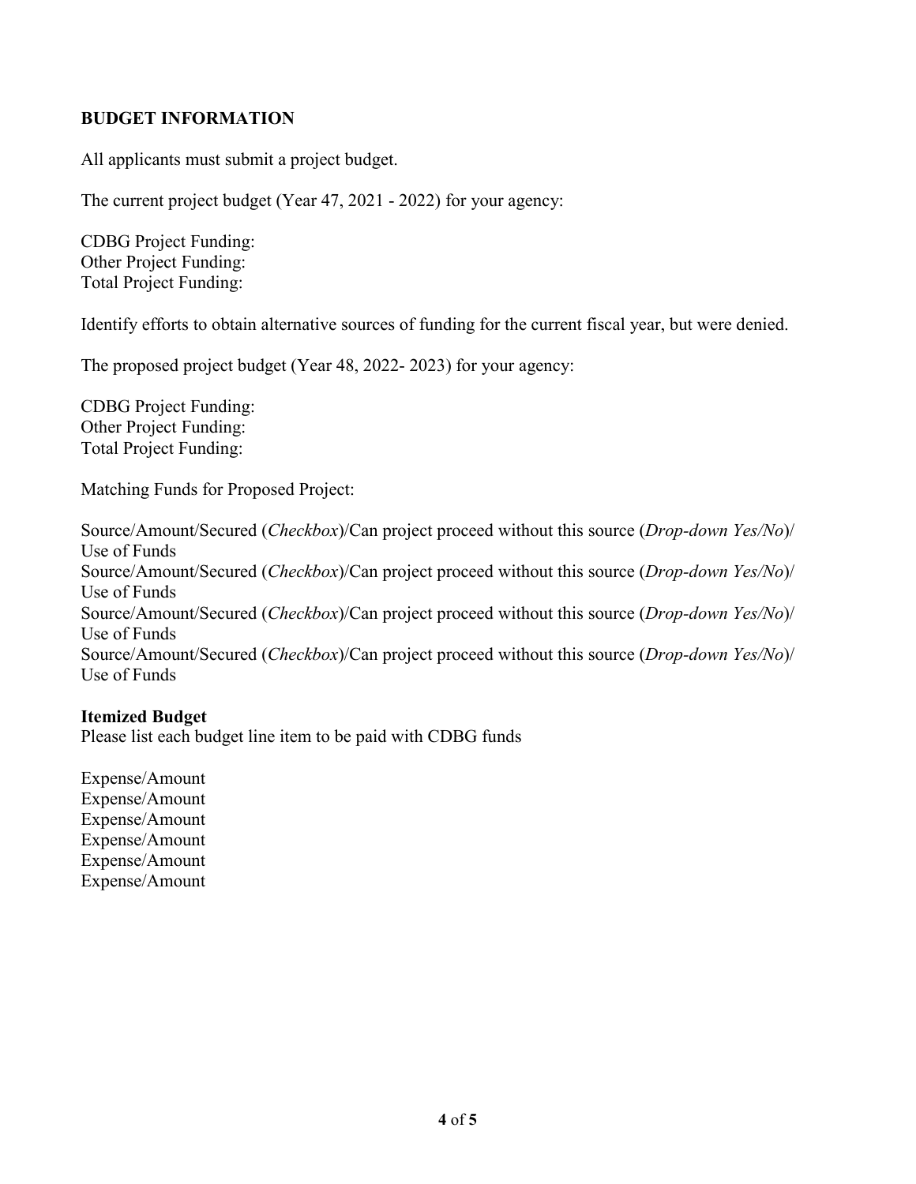**BUDGET INFORMATION**

All applicants must submit a project budget.

The current project budget (Year 47, 2021 - 2022) for your agency:

CDBG Project Funding:
Other Project Funding:
Total Project Funding:

Identify efforts to obtain alternative sources of funding for the current fiscal year, but were denied.

The proposed project budget (Year 48, 2022- 2023) for your agency:

CDBG Project Funding:
Other Project Funding:
Total Project Funding:

Matching Funds for Proposed Project:

Source/Amount/Secured (*Checkbox*)/Can project proceed without this source (*Drop-down Yes/No*)/ Use of Funds
Source/Amount/Secured (*Checkbox*)/Can project proceed without this source (*Drop-down Yes/No*)/ Use of Funds
Source/Amount/Secured (*Checkbox*)/Can project proceed without this source (*Drop-down Yes/No*)/ Use of Funds
Source/Amount/Secured (*Checkbox*)/Can project proceed without this source (*Drop-down Yes/No*)/ Use of Funds

**Itemized Budget**
Please list each budget line item to be paid with CDBG funds

Expense/Amount
Expense/Amount
Expense/Amount
Expense/Amount
Expense/Amount
Expense/Amount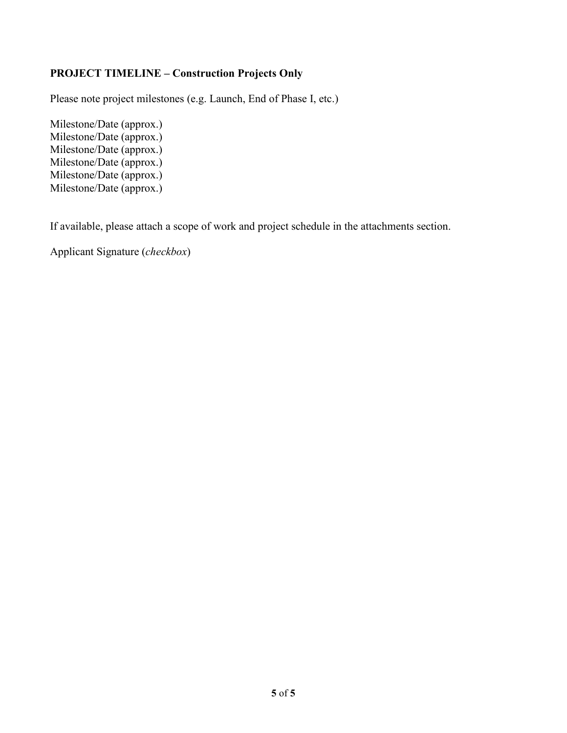**PROJECT TIMELINE – Construction Projects Only**

Please note project milestones (e.g. Launch, End of Phase I, etc.)

Milestone/Date (approx.)
Milestone/Date (approx.)
Milestone/Date (approx.)
Milestone/Date (approx.)
Milestone/Date (approx.)
Milestone/Date (approx.)

If available, please attach a scope of work and project schedule in the attachments section.

Applicant Signature (*checkbox*)